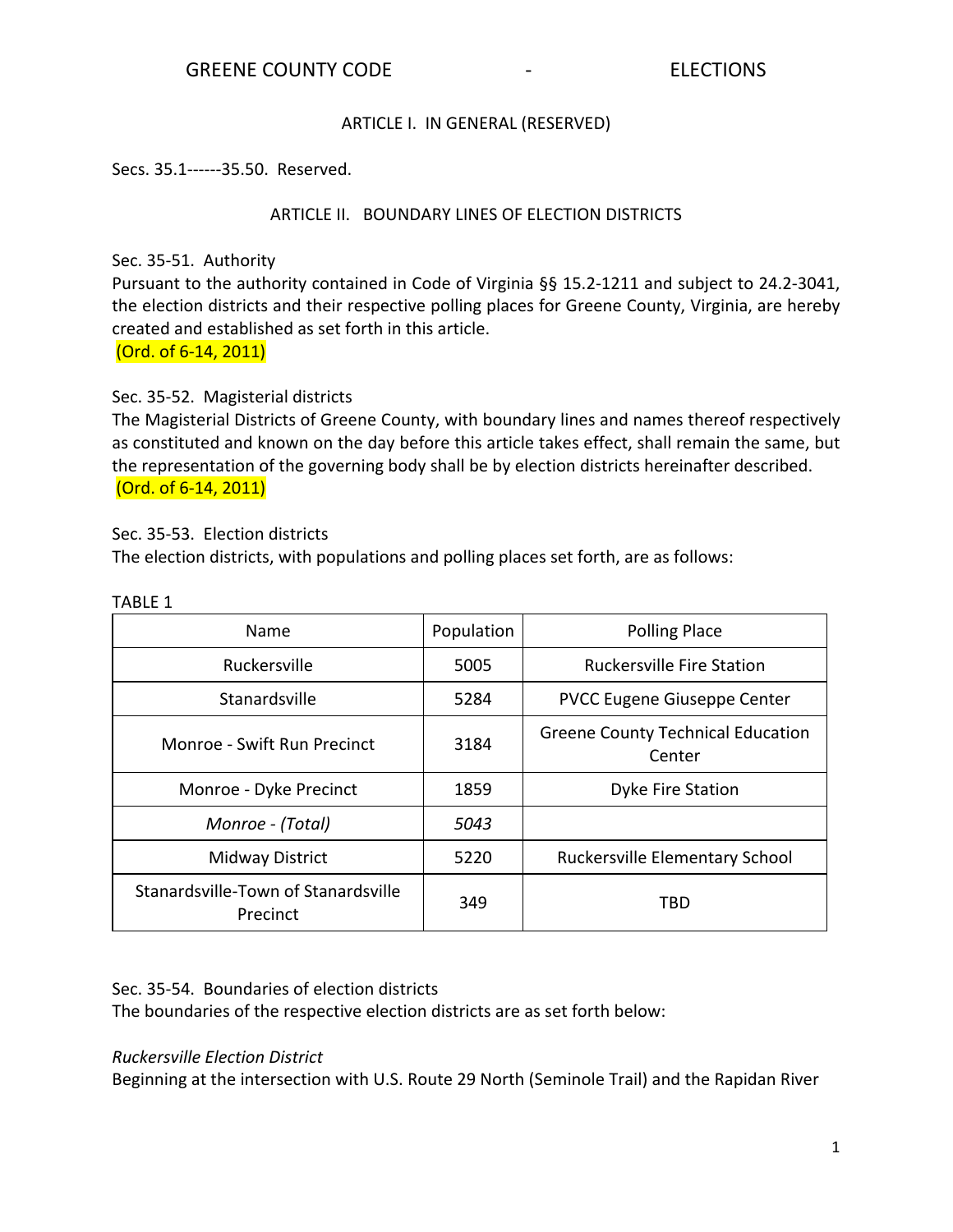# GREENE COUNTY CODE - ELECTIONS

## ARTICLE I. IN GENERAL (RESERVED)

Secs. 35.1------35.50. Reserved.

## ARTICLE II. BOUNDARY LINES OF ELECTION DISTRICTS

Sec. 35-51. Authority

Pursuant to the authority contained in Code of Virginia §§ 15.2-1211 and subject to 24.2-3041, the election districts and their respective polling places for Greene County, Virginia, are hereby created and established as set forth in this article.

(Ord. of 6-14, 2011)

Sec. 35-52. Magisterial districts

The Magisterial Districts of Greene County, with boundary lines and names thereof respectively as constituted and known on the day before this article takes effect, shall remain the same, but the representation of the governing body shall be by election districts hereinafter described.

(Ord. of 6-14, 2011)

Sec. 35-53. Election districts

The election districts, with populations and polling places set forth, are as follows:

TABLE 1

| Name | Population | Polling Place |
|---|---|---|
| Ruckersville | 5005 | Ruckersville Fire Station |
| Stanardsville | 5284 | PVCC Eugene Giuseppe Center |
| Monroe - Swift Run Precinct | 3184 | Greene County Technical Education Center |
| Monroe - Dyke Precinct | 1859 | Dyke Fire Station |
| *Monroe - (Total)* | *5043* | |
| Midway District | 5220 | Ruckersville Elementary School |
| Stanardsville-Town of Stanardsville Precinct | 349 | TBD |

Sec. 35-54. Boundaries of election districts

The boundaries of the respective election districts are as set forth below:

*Ruckersville Election District*

Beginning at the intersection with U.S. Route 29 North (Seminole Trail) and the Rapidan River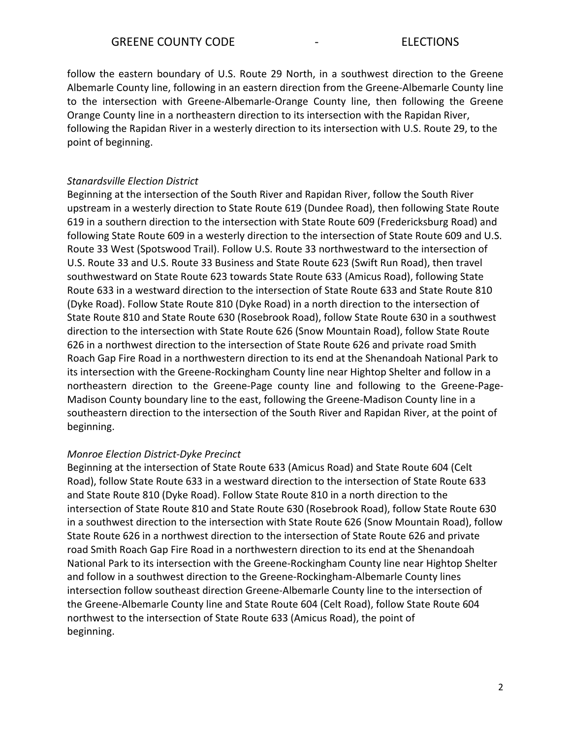follow the eastern boundary of U.S. Route 29 North, in a southwest direction to the Greene Albemarle County line, following in an eastern direction from the Greene-Albemarle County line to the intersection with Greene-Albemarle-Orange County line, then following the Greene Orange County line in a northeastern direction to its intersection with the Rapidan River, following the Rapidan River in a westerly direction to its intersection with U.S. Route 29, to the point of beginning.

*Stanardsville Election District*

Beginning at the intersection of the South River and Rapidan River, follow the South River upstream in a westerly direction to State Route 619 (Dundee Road), then following State Route 619 in a southern direction to the intersection with State Route 609 (Fredericksburg Road) and following State Route 609 in a westerly direction to the intersection of State Route 609 and U.S. Route 33 West (Spotswood Trail). Follow U.S. Route 33 northwestward to the intersection of U.S. Route 33 and U.S. Route 33 Business and State Route 623 (Swift Run Road), then travel southwestward on State Route 623 towards State Route 633 (Amicus Road), following State Route 633 in a westward direction to the intersection of State Route 633 and State Route 810 (Dyke Road). Follow State Route 810 (Dyke Road) in a north direction to the intersection of State Route 810 and State Route 630 (Rosebrook Road), follow State Route 630 in a southwest direction to the intersection with State Route 626 (Snow Mountain Road), follow State Route 626 in a northwest direction to the intersection of State Route 626 and private road Smith Roach Gap Fire Road in a northwestern direction to its end at the Shenandoah National Park to its intersection with the Greene-Rockingham County line near Hightop Shelter and follow in a northeastern direction to the Greene-Page county line and following to the Greene-Page-Madison County boundary line to the east, following the Greene-Madison County line in a southeastern direction to the intersection of the South River and Rapidan River, at the point of beginning.

*Monroe Election District-Dyke Precinct*

Beginning at the intersection of State Route 633 (Amicus Road) and State Route 604 (Celt Road), follow State Route 633 in a westward direction to the intersection of State Route 633 and State Route 810 (Dyke Road). Follow State Route 810 in a north direction to the intersection of State Route 810 and State Route 630 (Rosebrook Road), follow State Route 630 in a southwest direction to the intersection with State Route 626 (Snow Mountain Road), follow State Route 626 in a northwest direction to the intersection of State Route 626 and private road Smith Roach Gap Fire Road in a northwestern direction to its end at the Shenandoah National Park to its intersection with the Greene-Rockingham County line near Hightop Shelter and follow in a southwest direction to the Greene-Rockingham-Albemarle County lines intersection follow southeast direction Greene-Albemarle County line to the intersection of the Greene-Albemarle County line and State Route 604 (Celt Road), follow State Route 604 northwest to the intersection of State Route 633 (Amicus Road), the point of beginning.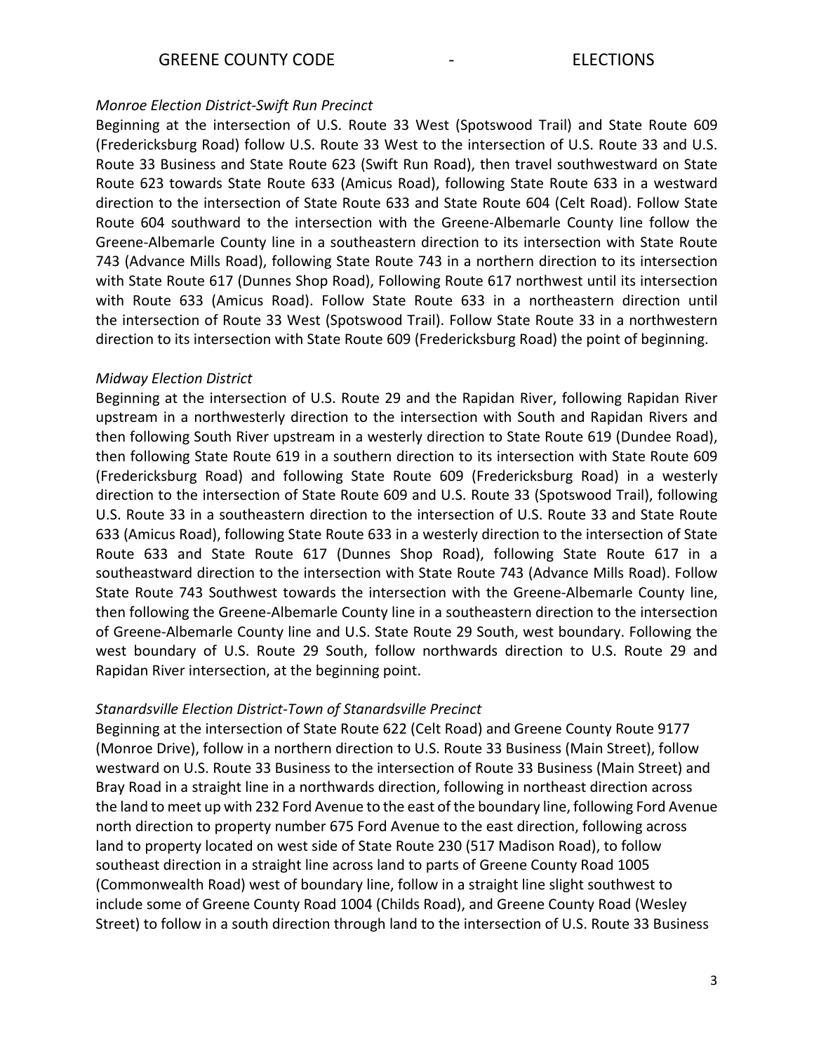*Monroe Election District-Swift Run Precinct*

Beginning at the intersection of U.S. Route 33 West (Spotswood Trail) and State Route 609 (Fredericksburg Road) follow U.S. Route 33 West to the intersection of U.S. Route 33 and U.S. Route 33 Business and State Route 623 (Swift Run Road), then travel southwestward on State Route 623 towards State Route 633 (Amicus Road), following State Route 633 in a westward direction to the intersection of State Route 633 and State Route 604 (Celt Road). Follow State Route 604 southward to the intersection with the Greene-Albemarle County line follow the Greene-Albemarle County line in a southeastern direction to its intersection with State Route 743 (Advance Mills Road), following State Route 743 in a northern direction to its intersection with State Route 617 (Dunnes Shop Road), Following Route 617 northwest until its intersection with Route 633 (Amicus Road). Follow State Route 633 in a northeastern direction until the intersection of Route 33 West (Spotswood Trail). Follow State Route 33 in a northwestern direction to its intersection with State Route 609 (Fredericksburg Road) the point of beginning.

*Midway Election District*

Beginning at the intersection of U.S. Route 29 and the Rapidan River, following Rapidan River upstream in a northwesterly direction to the intersection with South and Rapidan Rivers and then following South River upstream in a westerly direction to State Route 619 (Dundee Road), then following State Route 619 in a southern direction to its intersection with State Route 609 (Fredericksburg Road) and following State Route 609 (Fredericksburg Road) in a westerly direction to the intersection of State Route 609 and U.S. Route 33 (Spotswood Trail), following U.S. Route 33 in a southeastern direction to the intersection of U.S. Route 33 and State Route 633 (Amicus Road), following State Route 633 in a westerly direction to the intersection of State Route 633 and State Route 617 (Dunnes Shop Road), following State Route 617 in a southeastward direction to the intersection with State Route 743 (Advance Mills Road). Follow State Route 743 Southwest towards the intersection with the Greene-Albemarle County line, then following the Greene-Albemarle County line in a southeastern direction to the intersection of Greene-Albemarle County line and U.S. State Route 29 South, west boundary. Following the west boundary of U.S. Route 29 South, follow northwards direction to U.S. Route 29 and Rapidan River intersection, at the beginning point.

*Stanardsville Election District-Town of Stanardsville Precinct*

Beginning at the intersection of State Route 622 (Celt Road) and Greene County Route 9177 (Monroe Drive), follow in a northern direction to U.S. Route 33 Business (Main Street), follow westward on U.S. Route 33 Business to the intersection of Route 33 Business (Main Street) and Bray Road in a straight line in a northwards direction, following in northeast direction across the land to meet up with 232 Ford Avenue to the east of the boundary line, following Ford Avenue north direction to property number 675 Ford Avenue to the east direction, following across land to property located on west side of State Route 230 (517 Madison Road), to follow southeast direction in a straight line across land to parts of Greene County Road 1005 (Commonwealth Road) west of boundary line, follow in a straight line slight southwest to include some of Greene County Road 1004 (Childs Road), and Greene County Road (Wesley Street) to follow in a south direction through land to the intersection of U.S. Route 33 Business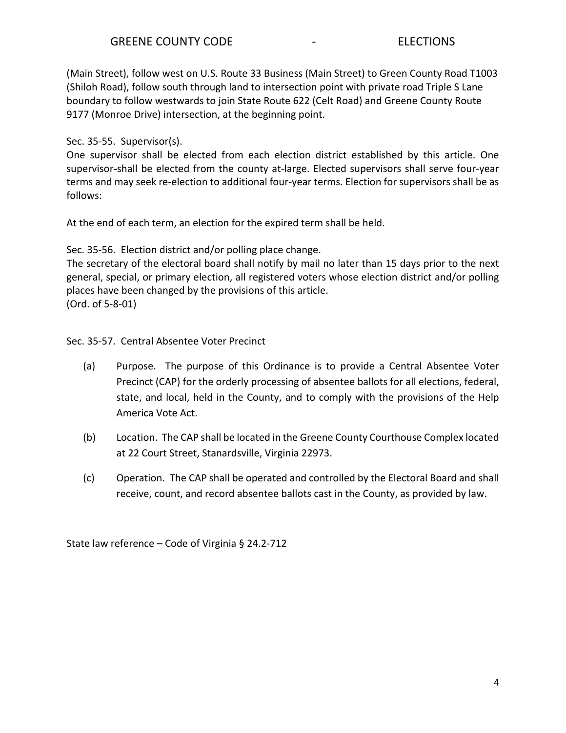(Main Street), follow west on U.S. Route 33 Business (Main Street) to Green County Road T1003 (Shiloh Road), follow south through land to intersection point with private road Triple S Lane boundary to follow westwards to join State Route 622 (Celt Road) and Greene County Route 9177 (Monroe Drive) intersection, at the beginning point.

Sec. 35-55. Supervisor(s).

One supervisor shall be elected from each election district established by this article. One supervisor shall be elected from the county at-large. Elected supervisors shall serve four-year terms and may seek re-election to additional four-year terms. Election for supervisors shall be as follows:

At the end of each term, an election for the expired term shall be held.

Sec. 35-56. Election district and/or polling place change.

The secretary of the electoral board shall notify by mail no later than 15 days prior to the next general, special, or primary election, all registered voters whose election district and/or polling places have been changed by the provisions of this article.
(Ord. of 5-8-01)

Sec. 35-57. Central Absentee Voter Precinct

(a) Purpose. The purpose of this Ordinance is to provide a Central Absentee Voter Precinct (CAP) for the orderly processing of absentee ballots for all elections, federal, state, and local, held in the County, and to comply with the provisions of the Help America Vote Act.

(b) Location. The CAP shall be located in the Greene County Courthouse Complex located at 22 Court Street, Stanardsville, Virginia 22973.

(c) Operation. The CAP shall be operated and controlled by the Electoral Board and shall receive, count, and record absentee ballots cast in the County, as provided by law.

State law reference – Code of Virginia § 24.2-712